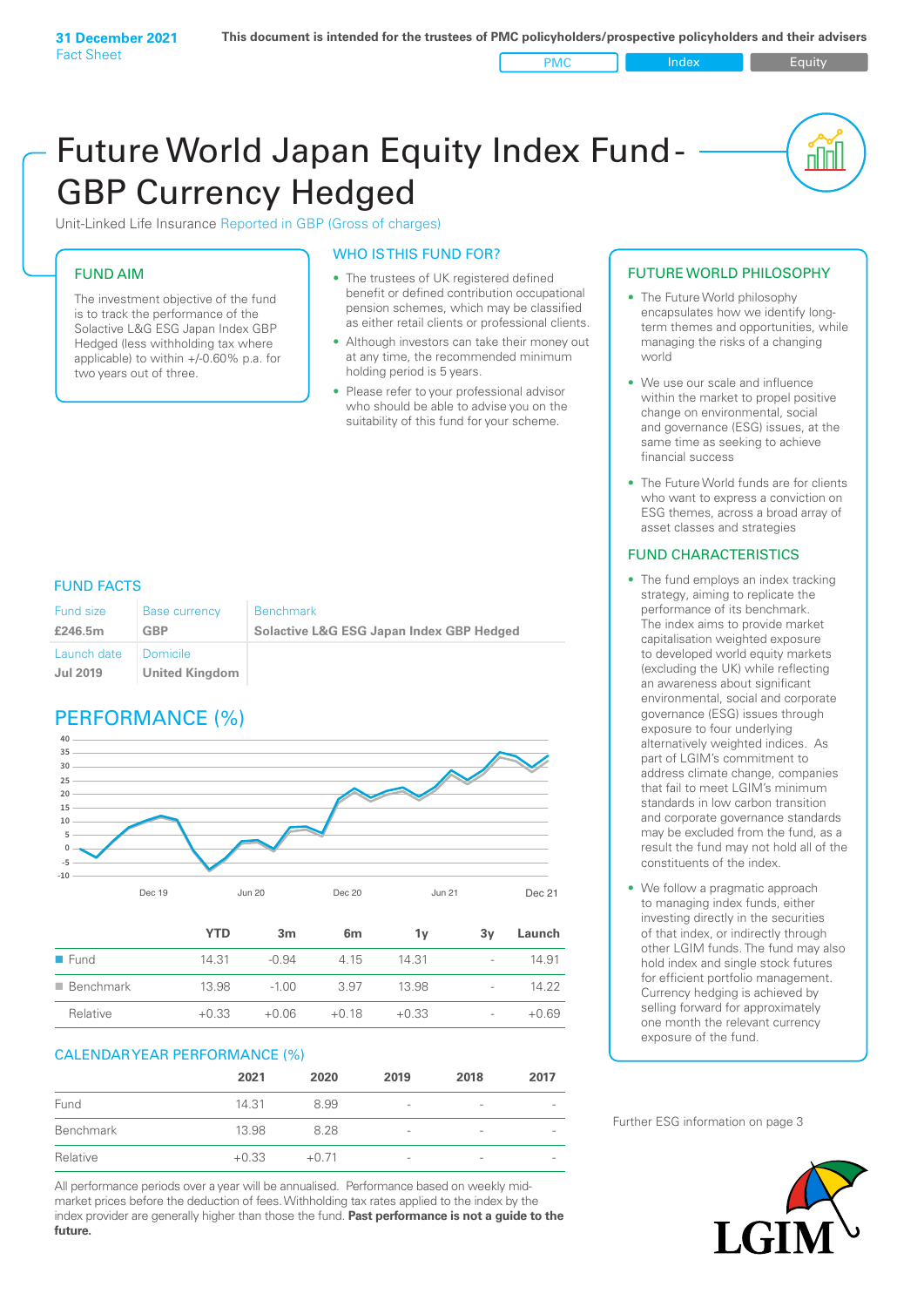**31 December 2021**
Fact Sheet

**This document is intended for the trustees of PMC policyholders/prospective policyholders and their advisers**

PMC | Index | Equity

# Future World Japan Equity Index Fund - GBP Currency Hedged

Unit-Linked Life Insurance Reported in GBP (Gross of charges)

## FUND AIM

The investment objective of the fund is to track the performance of the Solactive L&G ESG Japan Index GBP Hedged (less withholding tax where applicable) to within +/-0.60% p.a. for two years out of three.

## WHO IS THIS FUND FOR?

- The trustees of UK registered defined benefit or defined contribution occupational pension schemes, which may be classified as either retail clients or professional clients.
- Although investors can take their money out at any time, the recommended minimum holding period is 5 years.
- Please refer to your professional advisor who should be able to advise you on the suitability of this fund for your scheme.

## FUND FACTS

| Fund size | Base currency | Benchmark |
|---|---|---|
| **£246.5m** | **GBP** | **Solactive L&G ESG Japan Index GBP Hedged** |
| Launch date | Domicile | |
| **Jul 2019** | **United Kingdom** | |

## PERFORMANCE (%)

| | YTD | 3m | 6m | 1y | 3y | Launch |
|---|---|---|---|---|---|---|
| Fund | 14.31 | -0.94 | 4.15 | 14.31 | - | 14.91 |
| Benchmark | 13.98 | -1.00 | 3.97 | 13.98 | - | 14.22 |
| Relative | +0.33 | +0.06 | +0.18 | +0.33 | - | +0.69 |

## CALENDAR YEAR PERFORMANCE (%)

| | 2021 | 2020 | 2019 | 2018 | 2017 |
|---|---|---|---|---|---|
| Fund | 14.31 | 8.99 | - | - | - |
| Benchmark | 13.98 | 8.28 | - | - | - |
| Relative | +0.33 | +0.71 | - | - | - |

All performance periods over a year will be annualised. Performance based on weekly mid-market prices before the deduction of fees. Withholding tax rates applied to the index provider are generally higher than those the fund. **Past performance is not a guide to the future.**

## FUTURE WORLD PHILOSOPHY

- The Future World philosophy encapsulates how we identify long-term themes and opportunities, while managing the risks of a changing world
- We use our scale and influence within the market to propel positive change on environmental, social and governance (ESG) issues, at the same time as seeking to achieve financial success
- The Future World funds are for clients who want to express a conviction on ESG themes, across a broad array of asset classes and strategies

## FUND CHARACTERISTICS

- The fund employs an index tracking strategy, aiming to replicate the performance of its benchmark. The index aims to provide market capitalisation weighted exposure to developed world equity markets (excluding the UK) while reflecting an awareness about significant environmental, social and corporate governance (ESG) issues through exposure to four underlying alternatively weighted indices. As part of LGIM's commitment to address climate change, companies that fail to meet LGIM's minimum standards in low carbon transition and corporate governance standards may be excluded from the fund, as a result the fund may not hold all of the constituents of the index.
- We follow a pragmatic approach to managing index funds, either investing directly in the securities of that index, or indirectly through other LGIM funds. The fund may also hold index and single stock futures for efficient portfolio management. Currency hedging is achieved by selling forward for approximately one month the relevant currency exposure of the fund.

Further ESG information on page 3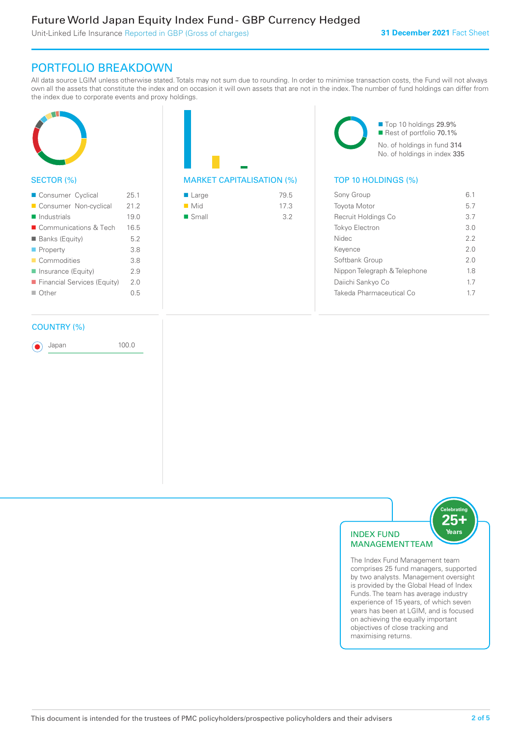## PORTFOLIO BREAKDOWN

All data source LGIM unless otherwise stated. Totals may not sum due to rounding. In order to minimise transaction costs, the Fund will not always own all the assets that constitute the index and on occasion it will own assets that are not in the index. The number of fund holdings can differ from the index due to corporate events and proxy holdings.

### SECTOR (%)

| Sector | % |
|---|---|
| Consumer Cyclical | 25.1 |
| Consumer Non-cyclical | 21.2 |
| Industrials | 19.0 |
| Communications & Tech | 16.5 |
| Banks (Equity) | 5.2 |
| Property | 3.8 |
| Commodities | 3.8 |
| Insurance (Equity) | 2.9 |
| Financial Services (Equity) | 2.0 |
| Other | 0.5 |

### MARKET CAPITALISATION (%)

| Market Cap | % |
|---|---|
| Large | 79.5 |
| Mid | 17.3 |
| Small | 3.2 |

- Top 10 holdings 29.9%
- Rest of portfolio 70.1%

No. of holdings in fund 314
No. of holdings in index 335

### TOP 10 HOLDINGS (%)

| Holding | % |
|---|---|
| Sony Group | 6.1 |
| Toyota Motor | 5.7 |
| Recruit Holdings Co | 3.7 |
| Tokyo Electron | 3.0 |
| Nidec | 2.2 |
| Keyence | 2.0 |
| Softbank Group | 2.0 |
| Nippon Telegraph & Telephone | 1.8 |
| Daiichi Sankyo Co | 1.7 |
| Takeda Pharmaceutical Co | 1.7 |

### COUNTRY (%)

| Country | % |
|---|---|
| Japan | 100.0 |

### INDEX FUND MANAGEMENT TEAM

Celebrating 25+ Years

The Index Fund Management team comprises 25 fund managers, supported by two analysts. Management oversight is provided by the Global Head of Index Funds. The team has average industry experience of 15 years, of which seven years has been at LGIM, and is focused on achieving the equally important objectives of close tracking and maximising returns.

This document is intended for the trustees of PMC policyholders/prospective policyholders and their advisers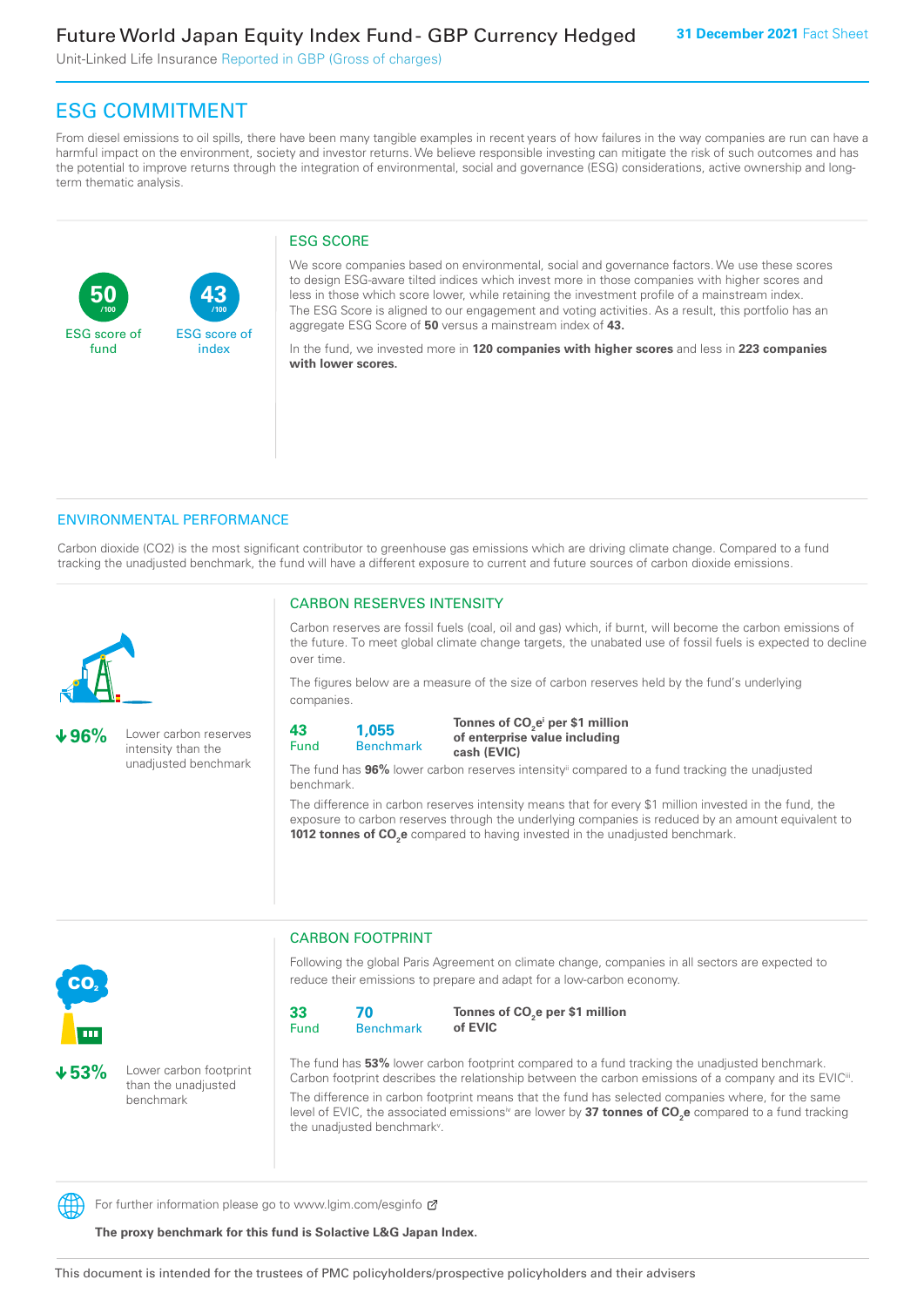# Future World Japan Equity Index Fund - GBP Currency Hedged

Unit-Linked Life Insurance Reported in GBP (Gross of charges)

**31 December 2021** Fact Sheet

## ESG COMMITMENT

From diesel emissions to oil spills, there have been many tangible examples in recent years of how failures in the way companies are run can have a harmful impact on the environment, society and investor returns. We believe responsible investing can mitigate the risk of such outcomes and has the potential to improve returns through the integration of environmental, social and governance (ESG) considerations, active ownership and long-term thematic analysis.

**50** /100 ESG score of fund

**43** /100 ESG score of index

### ESG SCORE

We score companies based on environmental, social and governance factors. We use these scores to design ESG-aware tilted indices which invest more in those companies with higher scores and less in those which score lower, while retaining the investment profile of a mainstream index. The ESG Score is aligned to our engagement and voting activities. As a result, this portfolio has an aggregate ESG Score of **50** versus a mainstream index of **43.**

In the fund, we invested more in **120 companies with higher scores** and less in **223 companies with lower scores.**

## ENVIRONMENTAL PERFORMANCE

Carbon dioxide (CO2) is the most significant contributor to greenhouse gas emissions which are driving climate change. Compared to a fund tracking the unadjusted benchmark, the fund will have a different exposure to current and future sources of carbon dioxide emissions.

### CARBON RESERVES INTENSITY

**↓96%** Lower carbon reserves intensity than the unadjusted benchmark

Carbon reserves are fossil fuels (coal, oil and gas) which, if burnt, will become the carbon emissions of the future. To meet global climate change targets, the unabated use of fossil fuels is expected to decline over time.

The figures below are a measure of the size of carbon reserves held by the fund's underlying companies.

| 43 | 1,055 | **Tonnes of $CO_2e$[i] per $1 million of enterprise value including cash (EVIC)** |
|---|---|---|
| Fund | Benchmark | |

The fund has **96%** lower carbon reserves intensity[ii] compared to a fund tracking the unadjusted benchmark.

The difference in carbon reserves intensity means that for every $1 million invested in the fund, the exposure to carbon reserves through the underlying companies is reduced by an amount equivalent to **1012 tonnes of $CO_2e$** compared to having invested in the unadjusted benchmark.

### CARBON FOOTPRINT

**↓53%** Lower carbon footprint than the unadjusted benchmark

Following the global Paris Agreement on climate change, companies in all sectors are expected to reduce their emissions to prepare and adapt for a low-carbon economy.

| 33 | 70 | **Tonnes of $CO_2e$ per $1 million of EVIC** |
|---|---|---|
| Fund | Benchmark | |

The fund has **53%** lower carbon footprint compared to a fund tracking the unadjusted benchmark. Carbon footprint describes the relationship between the carbon emissions of a company and its EVIC[iii].

The difference in carbon footprint means that the fund has selected companies where, for the same level of EVIC, the associated emissions[iv] are lower by **37 tonnes of $CO_2e$** compared to a fund tracking the unadjusted benchmark[v].

For further information please go to www.lgim.com/esginfo

**The proxy benchmark for this fund is Solactive L&G Japan Index.**

This document is intended for the trustees of PMC policyholders/prospective policyholders and their advisers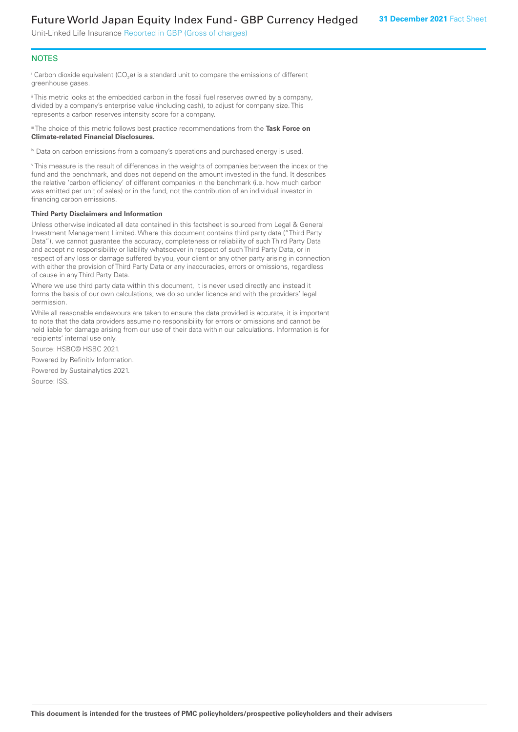## NOTES

[i] Carbon dioxide equivalent ($CO_2e$) is a standard unit to compare the emissions of different greenhouse gases.

[ii] This metric looks at the embedded carbon in the fossil fuel reserves owned by a company, divided by a company's enterprise value (including cash), to adjust for company size. This represents a carbon reserves intensity score for a company.

[iii] The choice of this metric follows best practice recommendations from the **Task Force on Climate-related Financial Disclosures.**

[iv] Data on carbon emissions from a company's operations and purchased energy is used.

[v] This measure is the result of differences in the weights of companies between the index or the fund and the benchmark, and does not depend on the amount invested in the fund. It describes the relative 'carbon efficiency' of different companies in the benchmark (i.e. how much carbon was emitted per unit of sales) or in the fund, not the contribution of an individual investor in financing carbon emissions.

**Third Party Disclaimers and Information**

Unless otherwise indicated all data contained in this factsheet is sourced from Legal & General Investment Management Limited. Where this document contains third party data ("Third Party Data"), we cannot guarantee the accuracy, completeness or reliability of such Third Party Data and accept no responsibility or liability whatsoever in respect of such Third Party Data, or in respect of any loss or damage suffered by you, your client or any other party arising in connection with either the provision of Third Party Data or any inaccuracies, errors or omissions, regardless of cause in any Third Party Data.

Where we use third party data within this document, it is never used directly and instead it forms the basis of our own calculations; we do so under licence and with the providers' legal permission.

While all reasonable endeavours are taken to ensure the data provided is accurate, it is important to note that the data providers assume no responsibility for errors or omissions and cannot be held liable for damage arising from our use of their data within our calculations. Information is for recipients' internal use only.

Source: HSBC© HSBC 2021.

Powered by Refinitiv Information.

Powered by Sustainalytics 2021.

Source: ISS.

**This document is intended for the trustees of PMC policyholders/prospective policyholders and their advisers**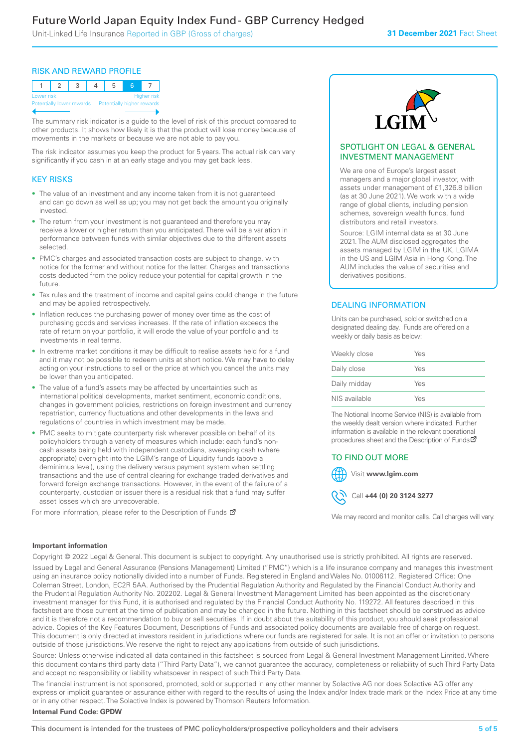# Future World Japan Equity Index Fund - GBP Currency Hedged

Unit-Linked Life Insurance Reported in GBP (Gross of charges)

**31 December 2021** Fact Sheet

## RISK AND REWARD PROFILE

| 1 | 2 | 3 | 4 | 5 | 6 | 7 |
|---|---|---|---|---|---|---|

Lower risk — Higher risk

Potentially lower rewards — Potentially higher rewards

The summary risk indicator is a guide to the level of risk of this product compared to other products. It shows how likely it is that the product will lose money because of movements in the markets or because we are not able to pay you.

The risk indicator assumes you keep the product for 5 years. The actual risk can vary significantly if you cash in at an early stage and you may get back less.

## KEY RISKS

- The value of an investment and any income taken from it is not guaranteed and can go down as well as up; you may not get back the amount you originally invested.
- The return from your investment is not guaranteed and therefore you may receive a lower or higher return than you anticipated. There will be a variation in performance between funds with similar objectives due to the different assets selected.
- PMC's charges and associated transaction costs are subject to change, with notice for the former and without notice for the latter. Charges and transactions costs deducted from the policy reduce your potential for capital growth in the future.
- Tax rules and the treatment of income and capital gains could change in the future and may be applied retrospectively.
- Inflation reduces the purchasing power of money over time as the cost of purchasing goods and services increases. If the rate of inflation exceeds the rate of return on your portfolio, it will erode the value of your portfolio and its investments in real terms.
- In extreme market conditions it may be difficult to realise assets held for a fund and it may not be possible to redeem units at short notice. We may have to delay acting on your instructions to sell or the price at which you cancel the units may be lower than you anticipated.
- The value of a fund's assets may be affected by uncertainties such as international political developments, market sentiment, economic conditions, changes in government policies, restrictions on foreign investment and currency repatriation, currency fluctuations and other developments in the laws and regulations of countries in which investment may be made.
- PMC seeks to mitigate counterparty risk wherever possible on behalf of its policyholders through a variety of measures which include: each fund's non-cash assets being held with independent custodians, sweeping cash (where appropriate) overnight into the LGIM's range of Liquidity funds (above a deminimus level), using the delivery versus payment system when settling transactions and the use of central clearing for exchange traded derivatives and forward foreign exchange transactions. However, in the event of the failure of a counterparty, custodian or issuer there is a residual risk that a fund may suffer asset losses which are unrecoverable.

For more information, please refer to the Description of Funds

## SPOTLIGHT ON LEGAL & GENERAL INVESTMENT MANAGEMENT

We are one of Europe's largest asset managers and a major global investor, with assets under management of £1,326.8 billion (as at 30 June 2021). We work with a wide range of global clients, including pension schemes, sovereign wealth funds, fund distributors and retail investors.

Source: LGIM internal data as at 30 June 2021. The AUM disclosed aggregates the assets managed by LGIM in the UK, LGIMA in the US and LGIM Asia in Hong Kong. The AUM includes the value of securities and derivatives positions.

## DEALING INFORMATION

Units can be purchased, sold or switched on a designated dealing day. Funds are offered on a weekly or daily basis as below:

| | |
|---|---|
| Weekly close | Yes |
| Daily close | Yes |
| Daily midday | Yes |
| NIS available | Yes |

The Notional Income Service (NIS) is available from the weekly dealt version where indicated. Further information is available in the relevant operational procedures sheet and the Description of Funds

## TO FIND OUT MORE

Visit **www.lgim.com**

Call **+44 (0) 20 3124 3277**

We may record and monitor calls. Call charges will vary.

**Important information**

Copyright © 2022 Legal & General. This document is subject to copyright. Any unauthorised use is strictly prohibited. All rights are reserved.

Issued by Legal and General Assurance (Pensions Management) Limited ("PMC") which is a life insurance company and manages this investment using an insurance policy notionally divided into a number of Funds. Registered in England and Wales No. 01006112. Registered Office: One Coleman Street, London, EC2R 5AA. Authorised by the Prudential Regulation Authority and Regulated by the Financial Conduct Authority and the Prudential Regulation Authority No. 202202. Legal & General Investment Management Limited has been appointed as the discretionary investment manager for this Fund, it is authorised and regulated by the Financial Conduct Authority No. 119272. All features described in this factsheet are those current at the time of publication and may be changed in the future. Nothing in this factsheet should be construed as advice and it is therefore not a recommendation to buy or sell securities. If in doubt about the suitability of this product, you should seek professional advice. Copies of the Key Features Document, Descriptions of Funds and associated policy documents are available free of charge on request. This document is only directed at investors resident in jurisdictions where our funds are registered for sale. It is not an offer or invitation to persons outside of those jurisdictions. We reserve the right to reject any applications from outside of such jurisdictions.

Source: Unless otherwise indicated all data contained in this factsheet is sourced from Legal & General Investment Management Limited. Where this document contains third party data ("Third Party Data"), we cannot guarantee the accuracy, completeness or reliability of such Third Party Data and accept no responsibility or liability whatsoever in respect of such Third Party Data.

The financial instrument is not sponsored, promoted, sold or supported in any other manner by Solactive AG nor does Solactive AG offer any express or implicit guarantee or assurance either with regard to the results of using the Index and/or Index trade mark or the Index Price at any time or in any other respect. The Solactive Index is powered by Thomson Reuters Information.

**Internal Fund Code: GPDW**

This document is intended for the trustees of PMC policyholders/prospective policyholders and their advisers